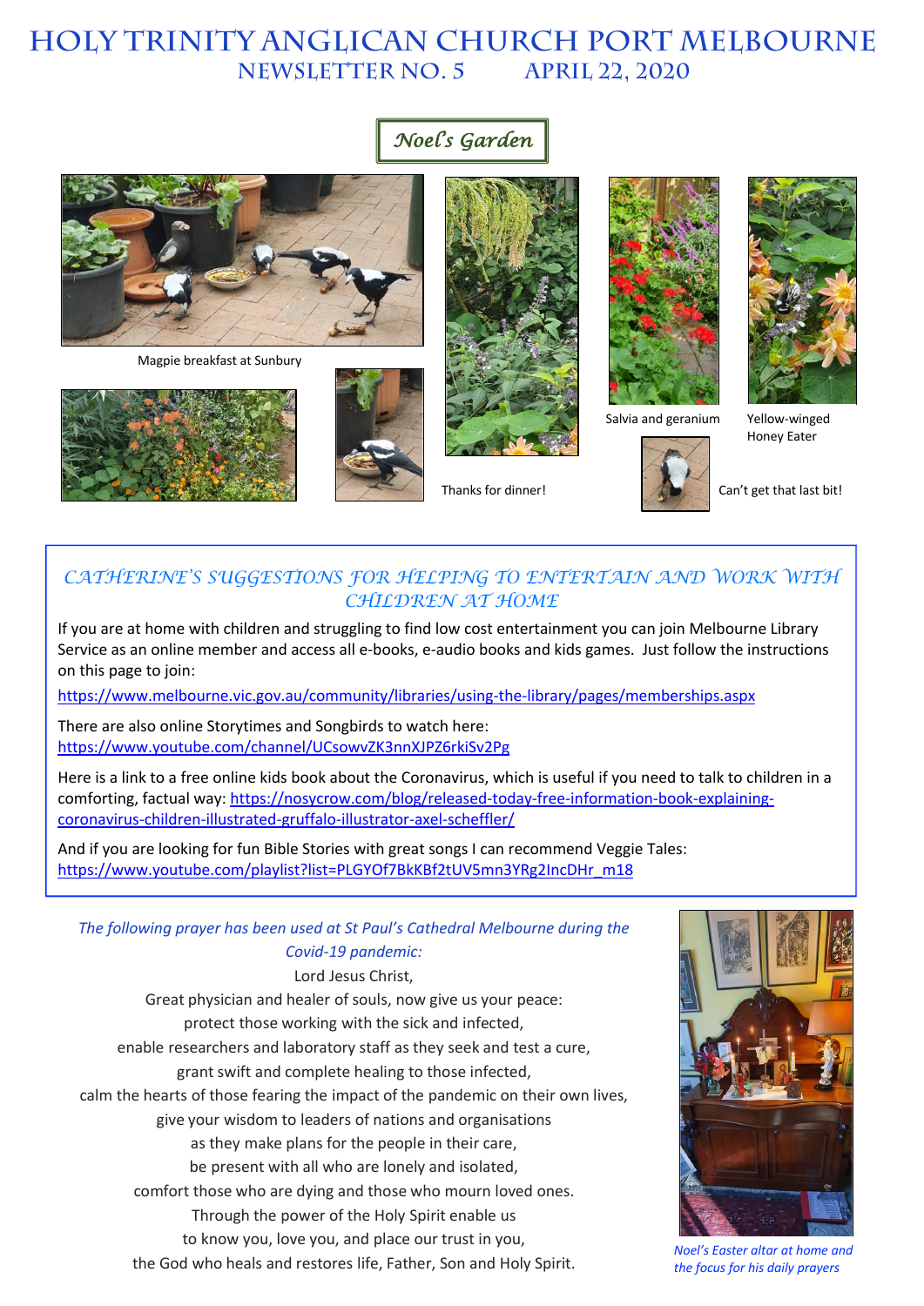# HOLY TRINITY ANGLICAN CHURCH PORT MELBOURNE

## NEWSLETTER NO. 5 APRIL 22, 2020

### *Noel's Garden*

Magpie breakfast at Sunbury

Salvia and geranium

Yellow-winged Honey Eater

Thanks for dinner!

Can't get that last bit!

### *CATHERINE'S SUGGESTIONS FOR HELPING TO ENTERTAIN AND WORK WITH CHILDREN AT HOME*

If you are at home with children and struggling to find low cost entertainment you can join Melbourne Library Service as an online member and access all e-books, e-audio books and kids games. Just follow the instructions on this page to join:

https://www.melbourne.vic.gov.au/community/libraries/using-the-library/pages/memberships.aspx

There are also online Storytimes and Songbirds to watch here: https://www.youtube.com/channel/UCsowvZK3nnXJPZ6rkiSv2Pg

Here is a link to a free online kids book about the Coronavirus, which is useful if you need to talk to children in a comforting, factual way: https://nosycrow.com/blog/released-today-free-information-book-explaining-coronavirus-children-illustrated-gruffalo-illustrator-axel-scheffler/

And if you are looking for fun Bible Stories with great songs I can recommend Veggie Tales: https://www.youtube.com/playlist?list=PLGYOf7BkKBf2tUV5mn3YRg2IncDHr_m18

*The following prayer has been used at St Paul's Cathedral Melbourne during the Covid-19 pandemic:*

Lord Jesus Christ,
Great physician and healer of souls, now give us your peace:
protect those working with the sick and infected,
enable researchers and laboratory staff as they seek and test a cure,
grant swift and complete healing to those infected,
calm the hearts of those fearing the impact of the pandemic on their own lives,
give your wisdom to leaders of nations and organisations
as they make plans for the people in their care,
be present with all who are lonely and isolated,
comfort those who are dying and those who mourn loved ones.
Through the power of the Holy Spirit enable us
to know you, love you, and place our trust in you,
the God who heals and restores life, Father, Son and Holy Spirit.

*Noel's Easter altar at home and the focus for his daily prayers*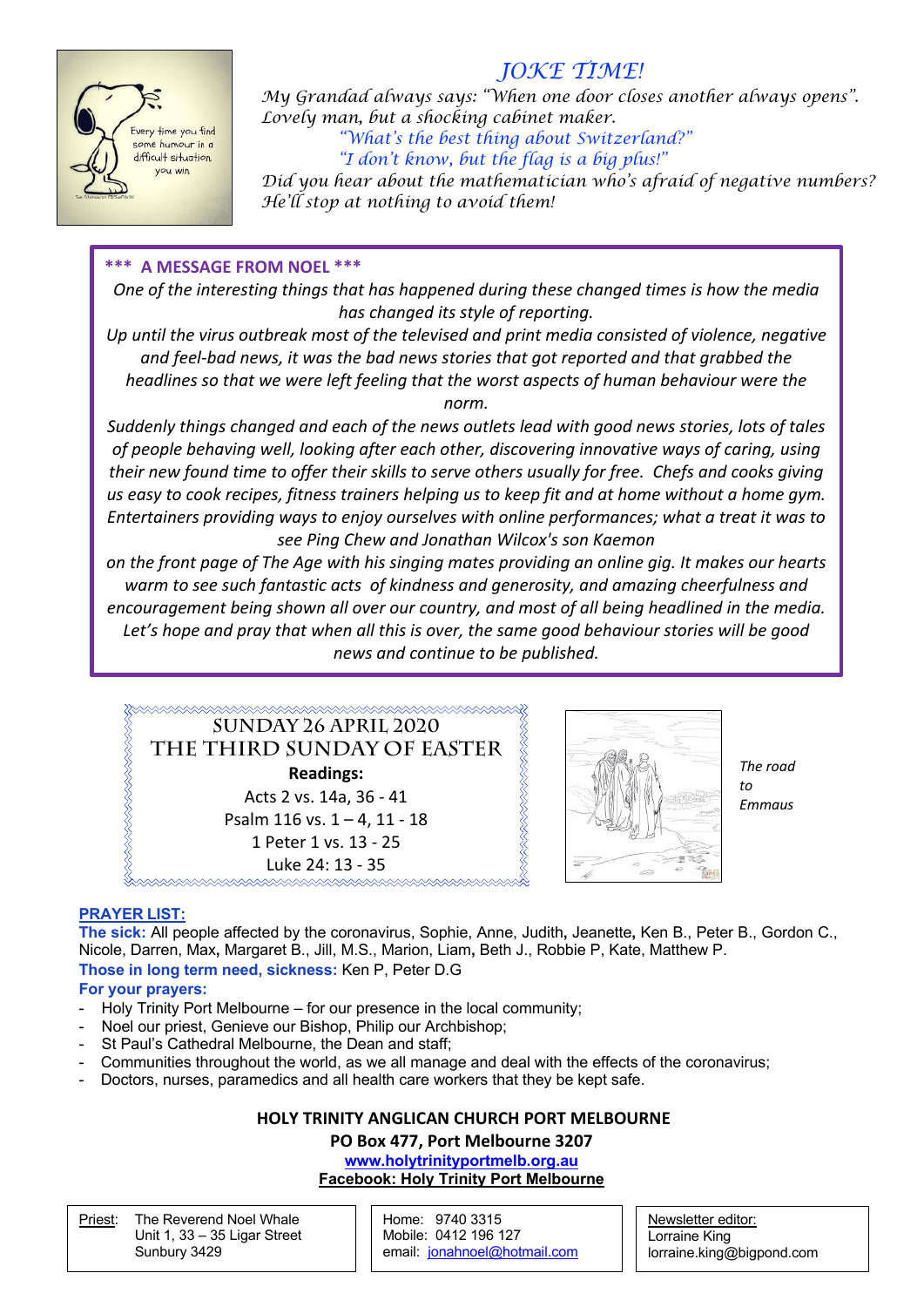# *JOKE TIME!*

*My Grandad always says: "When one door closes another always opens". Lovely man, but a shocking cabinet maker.*

*"What's the best thing about Switzerland?"*
*"I don't know, but the flag is a big plus!"*

*Did you hear about the mathematician who's afraid of negative numbers? He'll stop at nothing to avoid them!*

## \*\*\* A MESSAGE FROM NOEL \*\*\*

*One of the interesting things that has happened during these changed times is how the media has changed its style of reporting.*

*Up until the virus outbreak most of the televised and print media consisted of violence, negative and feel-bad news, it was the bad news stories that got reported and that grabbed the headlines so that we were left feeling that the worst aspects of human behaviour were the norm.*

*Suddenly things changed and each of the news outlets lead with good news stories, lots of tales of people behaving well, looking after each other, discovering innovative ways of caring, using their new found time to offer their skills to serve others usually for free. Chefs and cooks giving us easy to cook recipes, fitness trainers helping us to keep fit and at home without a home gym. Entertainers providing ways to enjoy ourselves with online performances; what a treat it was to see Ping Chew and Jonathan Wilcox's son Kaemon on the front page of The Age with his singing mates providing an online gig. It makes our hearts warm to see such fantastic acts of kindness and generosity, and amazing cheerfulness and encouragement being shown all over our country, and most of all being headlined in the media. Let's hope and pray that when all this is over, the same good behaviour stories will be good news and continue to be published.*

## SUNDAY 26 APRIL 2020
## THE THIRD SUNDAY OF EASTER

**Readings:**

Acts 2 vs. 14a, 36 - 41
Psalm 116 vs. 1 – 4, 11 - 18
1 Peter 1 vs. 13 - 25
Luke 24: 13 - 35

*The road to Emmaus*

**PRAYER LIST:**

**The sick:** All people affected by the coronavirus, Sophie, Anne, Judith, Jeanette, Ken B., Peter B., Gordon C., Nicole, Darren, Max, Margaret B., Jill, M.S., Marion, Liam, Beth J., Robbie P, Kate, Matthew P.

**Those in long term need, sickness:** Ken P, Peter D.G

**For your prayers:**

- Holy Trinity Port Melbourne – for our presence in the local community;
- Noel our priest, Genieve our Bishop, Philip our Archbishop;
- St Paul's Cathedral Melbourne, the Dean and staff;
- Communities throughout the world, as we all manage and deal with the effects of the coronavirus;
- Doctors, nurses, paramedics and all health care workers that they be kept safe.

**HOLY TRINITY ANGLICAN CHURCH PORT MELBOURNE**
**PO Box 477, Port Melbourne 3207**
**www.holytrinityportmelb.org.au**
**Facebook: Holy Trinity Port Melbourne**

Priest: The Reverend Noel Whale
Unit 1, 33 – 35 Ligar Street
Sunbury 3429

Home: 9740 3315
Mobile: 0412 196 127
email: jonahnoel@hotmail.com

Newsletter editor:
Lorraine King
lorraine.king@bigpond.com